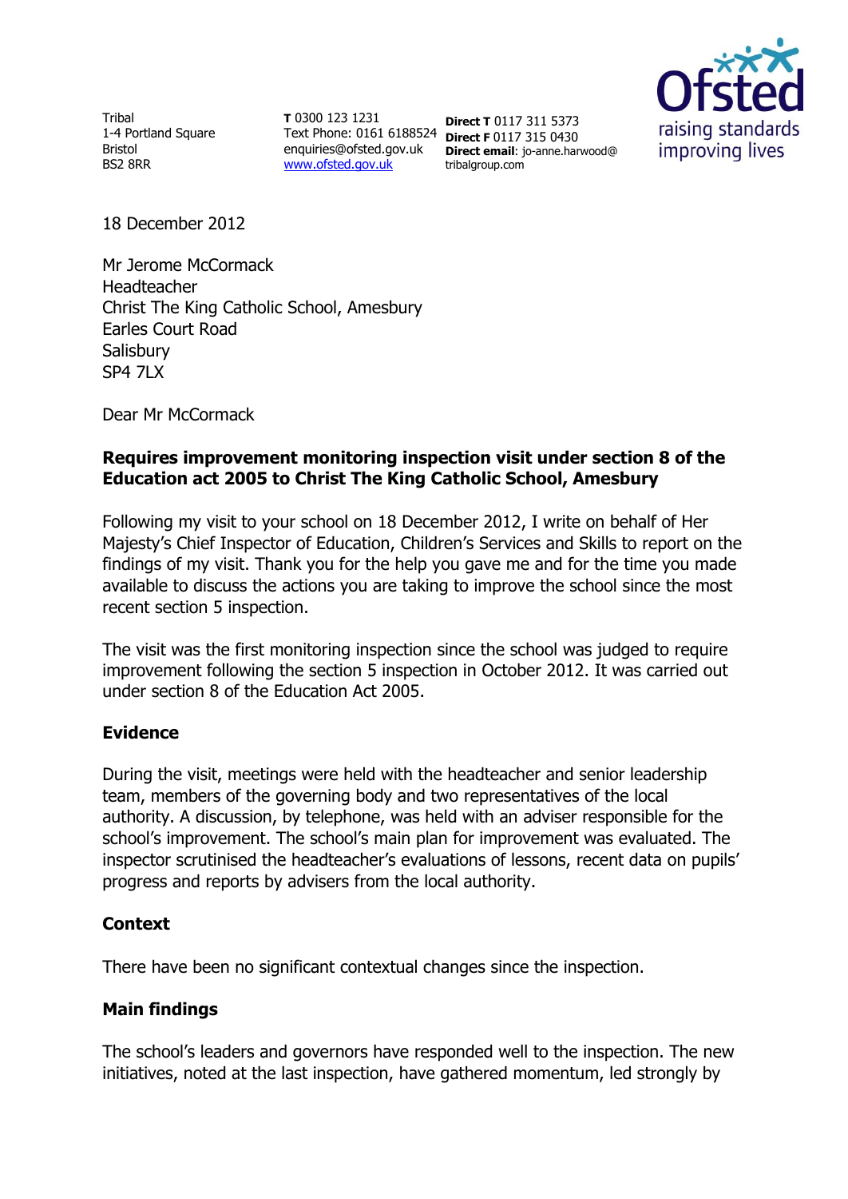Tribal
1-4 Portland Square
Bristol
BS2 8RR

**T** 0300 123 1231
Text Phone: 0161 6188524
enquiries@ofsted.gov.uk
www.ofsted.gov.uk

**Direct T** 0117 311 5373
**Direct F** 0117 315 0430
**Direct email**: jo-anne.harwood@tribalgroup.com

18 December 2012

Mr Jerome McCormack
Headteacher
Christ The King Catholic School, Amesbury
Earles Court Road
Salisbury
SP4 7LX

Dear Mr McCormack

**Requires improvement monitoring inspection visit under section 8 of the Education act 2005 to Christ The King Catholic School, Amesbury**

Following my visit to your school on 18 December 2012, I write on behalf of Her Majesty's Chief Inspector of Education, Children's Services and Skills to report on the findings of my visit. Thank you for the help you gave me and for the time you made available to discuss the actions you are taking to improve the school since the most recent section 5 inspection.

The visit was the first monitoring inspection since the school was judged to require improvement following the section 5 inspection in October 2012. It was carried out under section 8 of the Education Act 2005.

## Evidence

During the visit, meetings were held with the headteacher and senior leadership team, members of the governing body and two representatives of the local authority. A discussion, by telephone, was held with an adviser responsible for the school's improvement. The school's main plan for improvement was evaluated. The inspector scrutinised the headteacher's evaluations of lessons, recent data on pupils' progress and reports by advisers from the local authority.

## Context

There have been no significant contextual changes since the inspection.

## Main findings

The school's leaders and governors have responded well to the inspection. The new initiatives, noted at the last inspection, have gathered momentum, led strongly by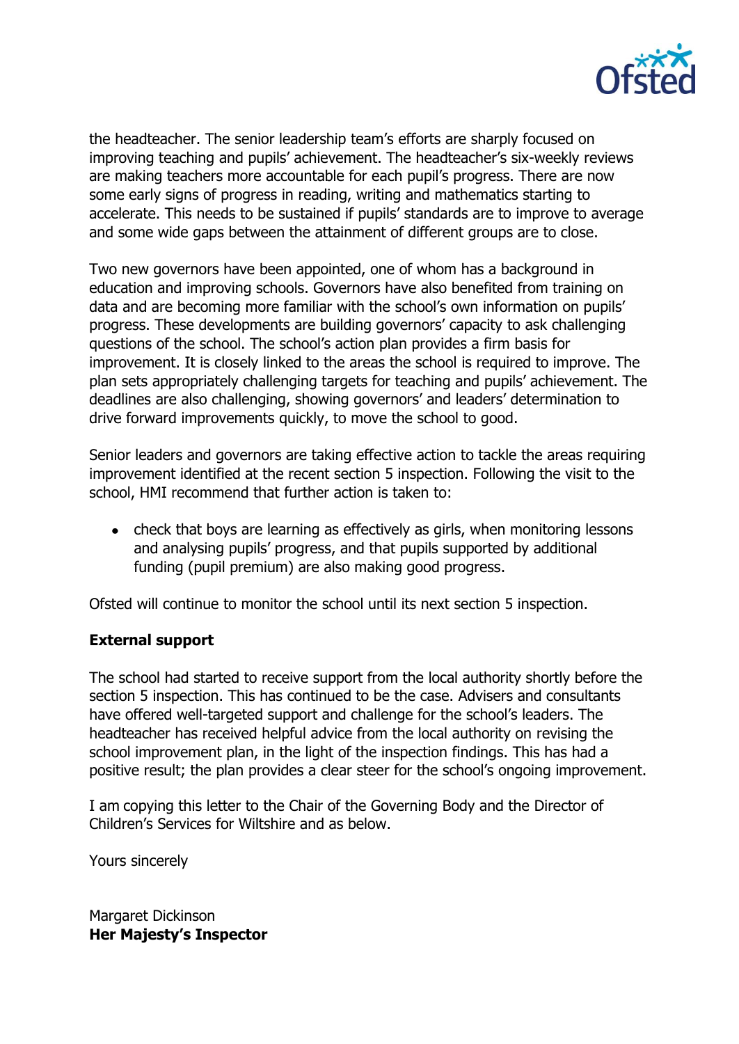the headteacher. The senior leadership team's efforts are sharply focused on improving teaching and pupils' achievement. The headteacher's six-weekly reviews are making teachers more accountable for each pupil's progress. There are now some early signs of progress in reading, writing and mathematics starting to accelerate. This needs to be sustained if pupils' standards are to improve to average and some wide gaps between the attainment of different groups are to close.

Two new governors have been appointed, one of whom has a background in education and improving schools. Governors have also benefited from training on data and are becoming more familiar with the school's own information on pupils' progress. These developments are building governors' capacity to ask challenging questions of the school. The school's action plan provides a firm basis for improvement. It is closely linked to the areas the school is required to improve. The plan sets appropriately challenging targets for teaching and pupils' achievement. The deadlines are also challenging, showing governors' and leaders' determination to drive forward improvements quickly, to move the school to good.

Senior leaders and governors are taking effective action to tackle the areas requiring improvement identified at the recent section 5 inspection. Following the visit to the school, HMI recommend that further action is taken to:

- check that boys are learning as effectively as girls, when monitoring lessons and analysing pupils' progress, and that pupils supported by additional funding (pupil premium) are also making good progress.

Ofsted will continue to monitor the school until its next section 5 inspection.

**External support**

The school had started to receive support from the local authority shortly before the section 5 inspection. This has continued to be the case. Advisers and consultants have offered well-targeted support and challenge for the school's leaders. The headteacher has received helpful advice from the local authority on revising the school improvement plan, in the light of the inspection findings. This has had a positive result; the plan provides a clear steer for the school's ongoing improvement.

I am copying this letter to the Chair of the Governing Body and the Director of Children's Services for Wiltshire and as below.

Yours sincerely

Margaret Dickinson
**Her Majesty's Inspector**